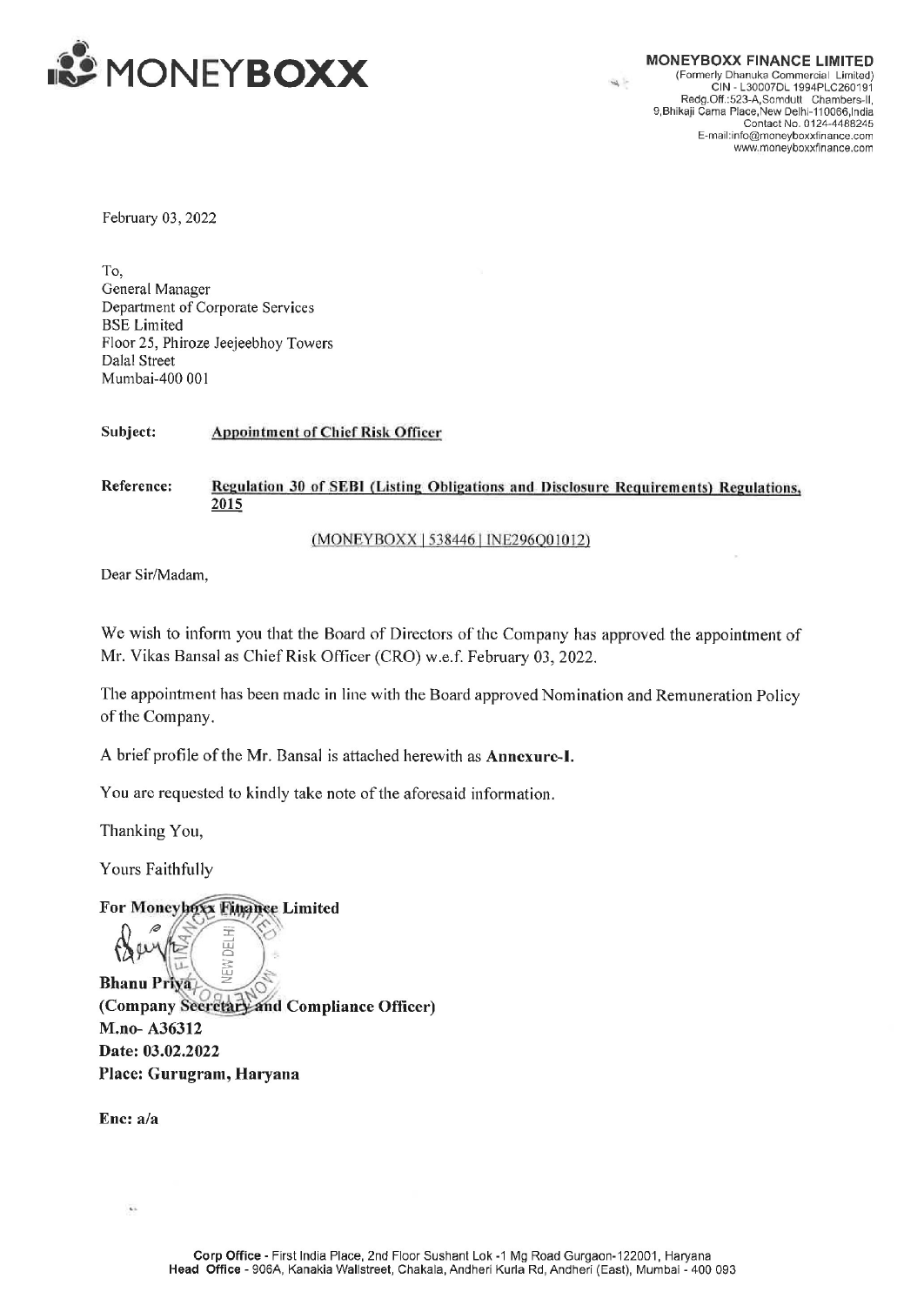# MONEYBOXX

**MONEYBOXX FINANCE LIMITED**
(Formerly Dhanuka Commercial Limited)
CIN - L30007DL1994PLC260191
Regd.Off.:523-A,Somdutt Chambers-II,
9,Bhikaji Cama Place,New Delhi-110066,India
Contact No. 0124-4488245
E-mail:info@moneyboxxfinance.com
www.moneyboxxfinance.com

February 03, 2022

To,
General Manager
Department of Corporate Services
BSE Limited
Floor 25, Phiroze Jeejeebhoy Towers
Dalal Street
Mumbai-400 001

**Subject:** **Appointment of Chief Risk Officer**

**Reference:** **Regulation 30 of SEBI (Listing Obligations and Disclosure Requirements) Regulations, 2015**

(MONEYBOXX | 538446 | INE296Q01012)

Dear Sir/Madam,

We wish to inform you that the Board of Directors of the Company has approved the appointment of Mr. Vikas Bansal as Chief Risk Officer (CRO) w.e.f. February 03, 2022.

The appointment has been made in line with the Board approved Nomination and Remuneration Policy of the Company.

A brief profile of the Mr. Bansal is attached herewith as **Annexure-I.**

You are requested to kindly take note of the aforesaid information.

Thanking You,

Yours Faithfully

**For Moneyboxx Finance Limited**

**Bhanu Priya**
**(Company Secretary and Compliance Officer)**
**M.no- A36312**
**Date: 03.02.2022**
**Place: Gurugram, Haryana**

**Enc: a/a**

**Corp Office** - First India Place, 2nd Floor Sushant Lok -1 Mg Road Gurgaon-122001, Haryana
**Head Office** - 906A, Kanakia Wallstreet, Chakala, Andheri Kurla Rd, Andheri (East), Mumbai - 400 093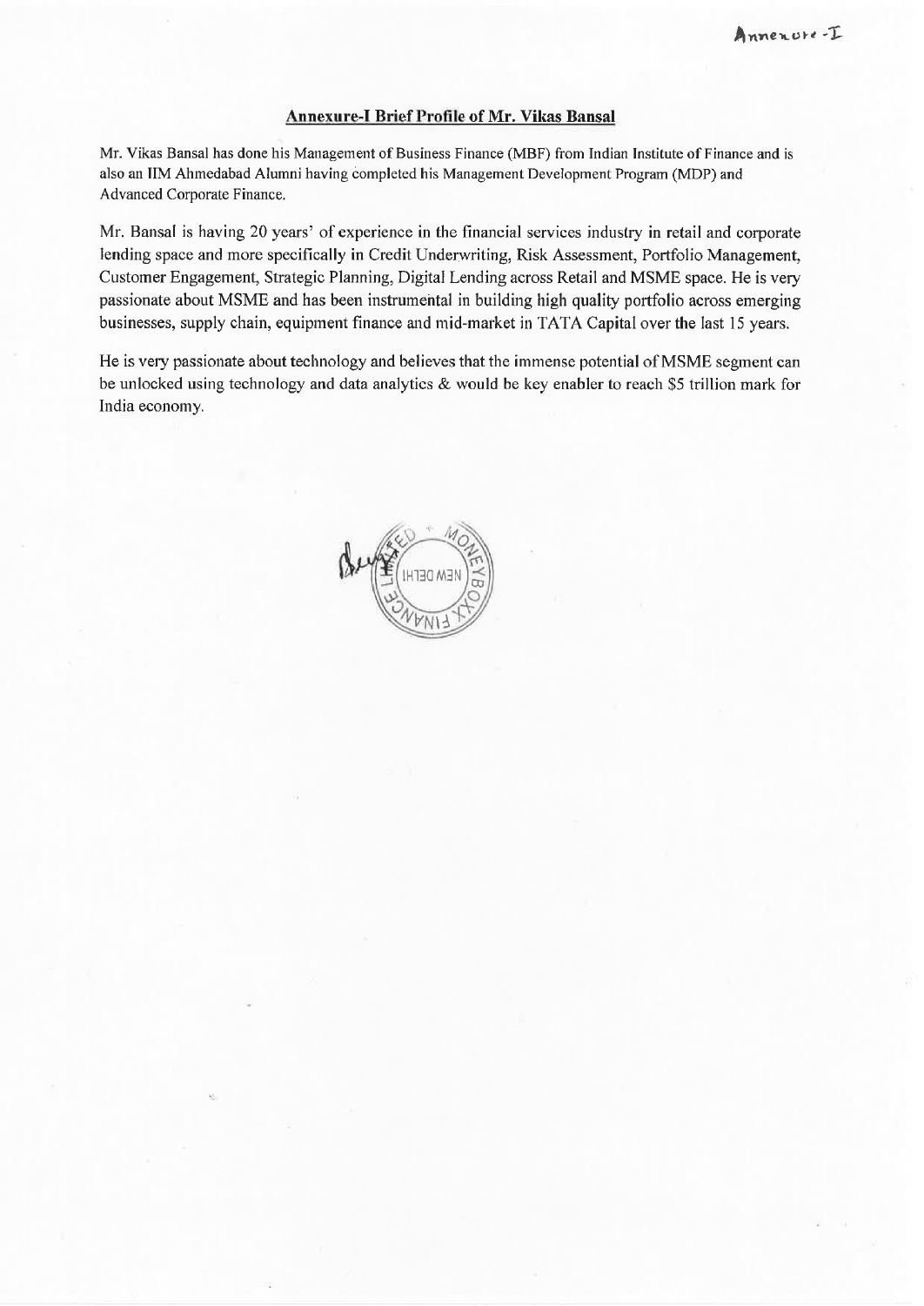Annexure-I

## Annexure-I Brief Profile of Mr. Vikas Bansal

Mr. Vikas Bansal has done his Management of Business Finance (MBF) from Indian Institute of Finance and is also an IIM Ahmedabad Alumni having completed his Management Development Program (MDP) and Advanced Corporate Finance.

Mr. Bansal is having 20 years' of experience in the financial services industry in retail and corporate lending space and more specifically in Credit Underwriting, Risk Assessment, Portfolio Management, Customer Engagement, Strategic Planning, Digital Lending across Retail and MSME space. He is very passionate about MSME and has been instrumental in building high quality portfolio across emerging businesses, supply chain, equipment finance and mid-market in TATA Capital over the last 15 years.

He is very passionate about technology and believes that the immense potential of MSME segment can be unlocked using technology and data analytics & would be key enabler to reach $5 trillion mark for India economy.